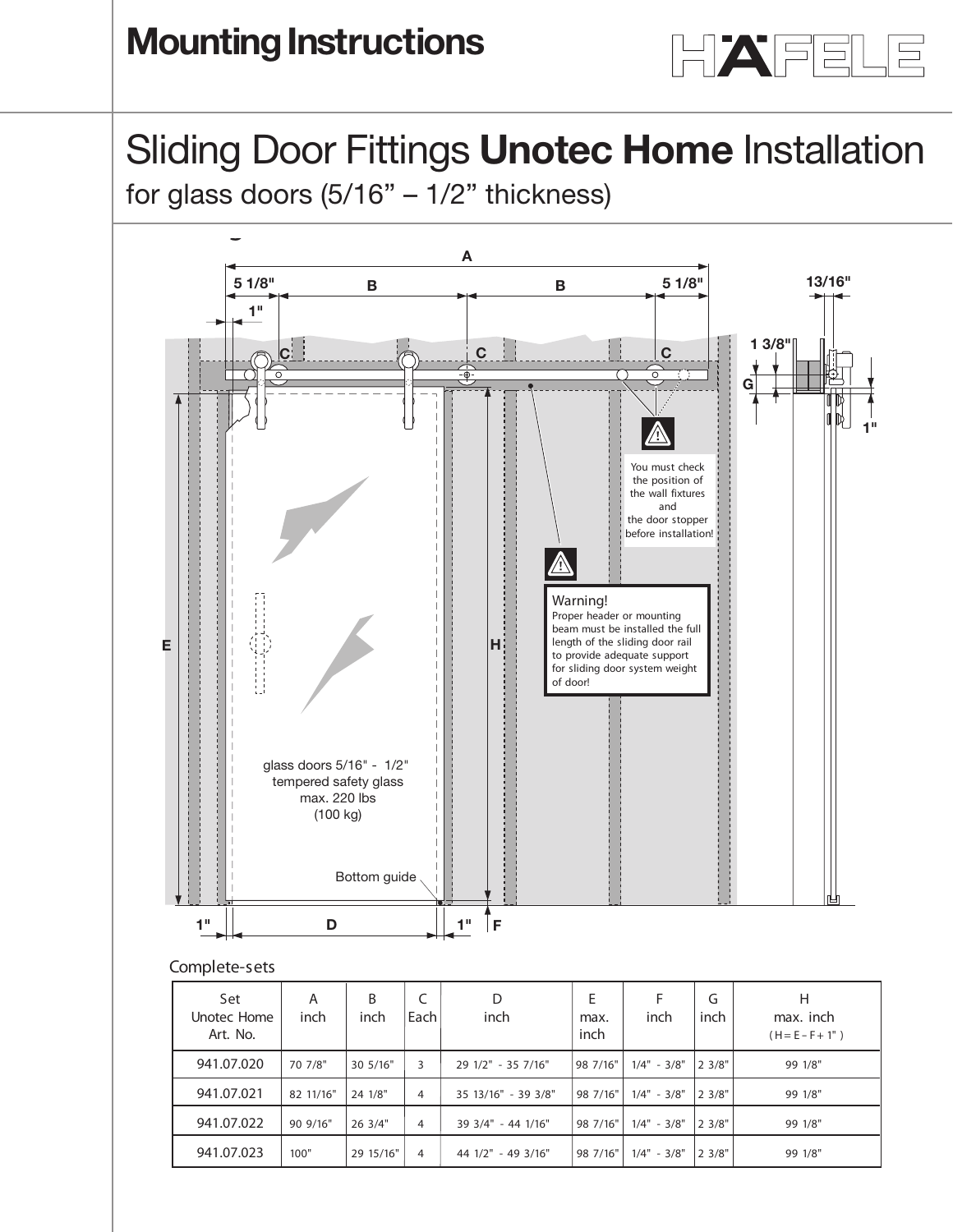# Mounting Instructions

# Sliding Door Fittings **Unotec Home** Installation

## for glass doors (5/16" – 1/2" thickness)

⚠ You must check the position of the wall fixtures and the door stopper before installation!

⚠ **Warning!**
Proper header or mounting beam must be installed the full length of the sliding door rail to provide adequate support for sliding door system weight of door!

glass doors 5/16" - 1/2"
tempered safety glass
max. 220 lbs
(100 kg)

Bottom guide

Complete-sets

| Set Unotec Home Art. No. | A inch | B inch | C Each | D inch | E max. inch | F inch | G inch | H max. inch ( H = E – F + 1" ) |
|---|---|---|---|---|---|---|---|---|
| 941.07.020 | 70 7/8" | 30 5/16" | 3 | 29 1/2" - 35 7/16" | 98 7/16" | 1/4" - 3/8" | 2 3/8" | 99 1/8" |
| 941.07.021 | 82 11/16" | 24 1/8" | 4 | 35 13/16" - 39 3/8" | 98 7/16" | 1/4" - 3/8" | 2 3/8" | 99 1/8" |
| 941.07.022 | 90 9/16" | 26 3/4" | 4 | 39 3/4" - 44 1/16" | 98 7/16" | 1/4" - 3/8" | 2 3/8" | 99 1/8" |
| 941.07.023 | 100" | 29 15/16" | 4 | 44 1/2" - 49 3/16" | 98 7/16" | 1/4" - 3/8" | 2 3/8" | 99 1/8" |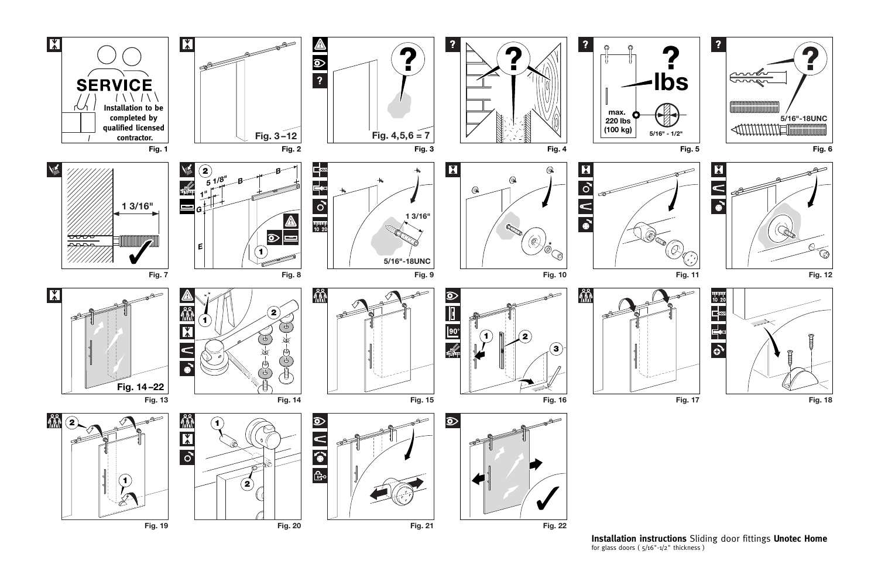SERVICE

Installation to be completed by qualified licensed contractor.

Fig. 1

Fig. 3 –12

Fig. 2

Fig. 4,5,6 = 7

Fig. 3

Fig. 4

lbs

max. 220 lbs (100 kg)

5/16" - 1/2"

Fig. 5

5/16"-18UNC

Fig. 6

1 3/16"

Fig. 7

2

5 1/8"

B

B

1"

G

E

1

Fig. 8

1 3/16"

5/16"-18UNC

10 20

Fig. 9

Fig. 10

Fig. 11

Fig. 12

Fig. 14 –22

Fig. 13

1

2

Fig. 14

Fig. 15

90°

1

2

3

Fig. 16

Fig. 17

10 20

Fig. 18

2

1

Fig. 19

1

2

Fig. 20

Fig. 21

Fig. 22

**Installation instructions** Sliding door fittings **Unotec Home**
for glass doors ( 5/16"-1/2" thickness )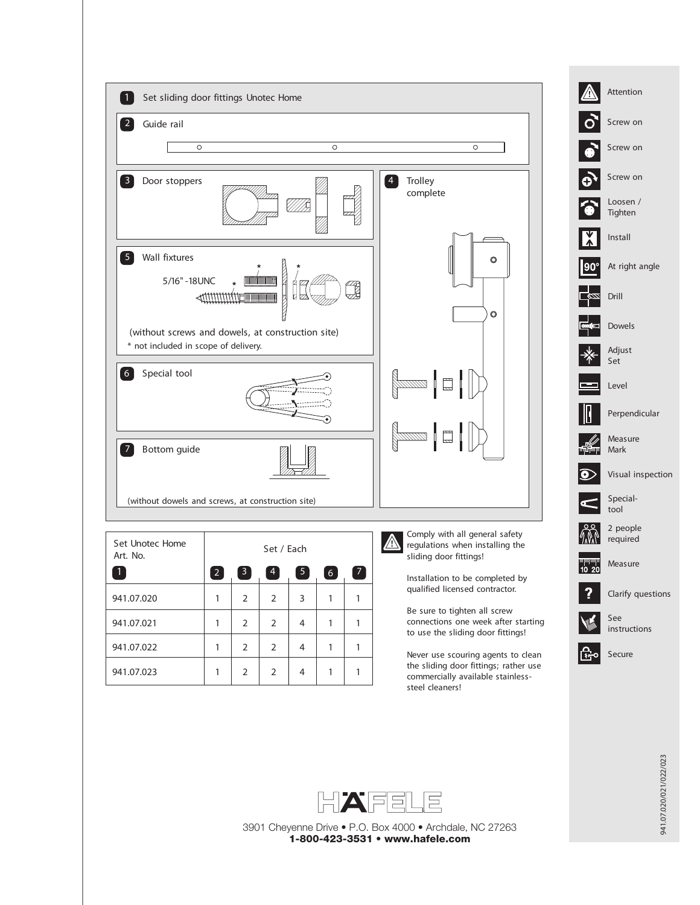1 Set sliding door fittings Unotec Home

2 Guide rail

3 Door stoppers

4 Trolley complete

5 Wall fixtures

5/16" -18UNC

(without screws and dowels, at construction site)

* not included in scope of delivery.

6 Special tool

7 Bottom guide

(without dowels and screws, at construction site)

| Set Unotec Home Art. No. | Set / Each | | | | | |
|---|---|---|---|---|---|---|
| 1 | 2 | 3 | 4 | 5 | 6 | 7 |
| 941.07.020 | 1 | 2 | 2 | 3 | 1 | 1 |
| 941.07.021 | 1 | 2 | 2 | 4 | 1 | 1 |
| 941.07.022 | 1 | 2 | 2 | 4 | 1 | 1 |
| 941.07.023 | 1 | 2 | 2 | 4 | 1 | 1 |

Comply with all general safety regulations when installing the sliding door fittings!

Installation to be completed by qualified licensed contractor.

Be sure to tighten all screw connections one week after starting to use the sliding door fittings!

Never use scouring agents to clean the sliding door fittings; rather use commercially available stainless-steel cleaners!

- Attention
- Screw on
- Screw on
- Screw on
- Loosen / Tighten
- Install
- At right angle
- Drill
- Dowels
- Adjust Set
- Level
- Perpendicular
- Measure Mark
- Visual inspection
- Special-tool
- 2 people required
- Measure
- Clarify questions
- See instructions
- Secure

941.07.020/021/022/023

HÄFELE

3901 Cheyenne Drive • P.O. Box 4000 • Archdale, NC 27263

**1-800-423-3531 • www.hafele.com**